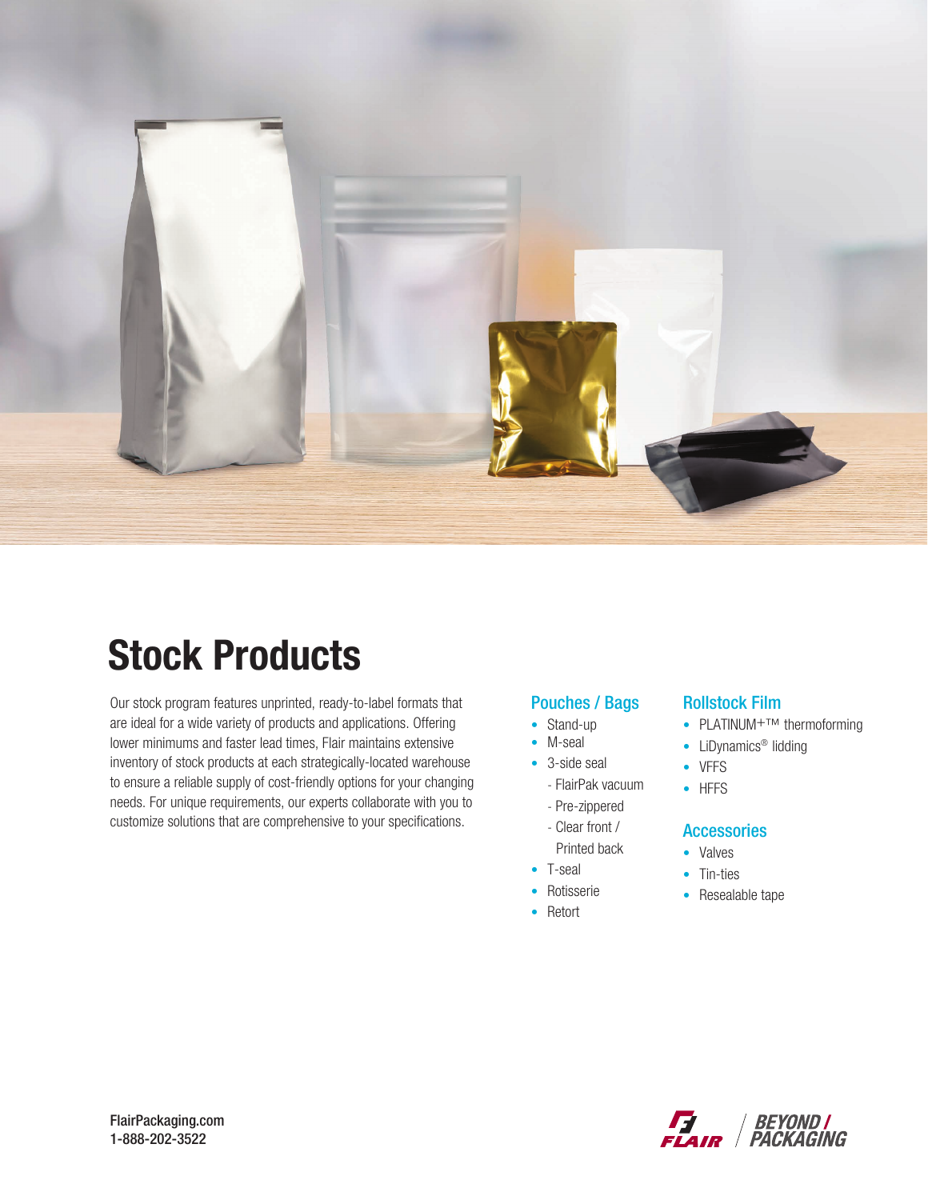# Stock Products

Our stock program features unprinted, ready-to-label formats that are ideal for a wide variety of products and applications. Offering lower minimums and faster lead times, Flair maintains extensive inventory of stock products at each strategically-located warehouse to ensure a reliable supply of cost-friendly options for your changing needs. For unique requirements, our experts collaborate with you to customize solutions that are comprehensive to your specifications.

## Pouches / Bags

- Stand-up
- M-seal
- 3-side seal
  - FlairPak vacuum
  - Pre-zippered
  - Clear front / Printed back
- T-seal
- Rotisserie
- Retort

## Rollstock Film

- PLATINUM+™ thermoforming
- LiDynamics® lidding
- VFFS
- HFFS

## Accessories

- Valves
- Tin-ties
- Resealable tape

FlairPackaging.com
1-888-202-3522

FLAIR | BEYOND / PACKAGING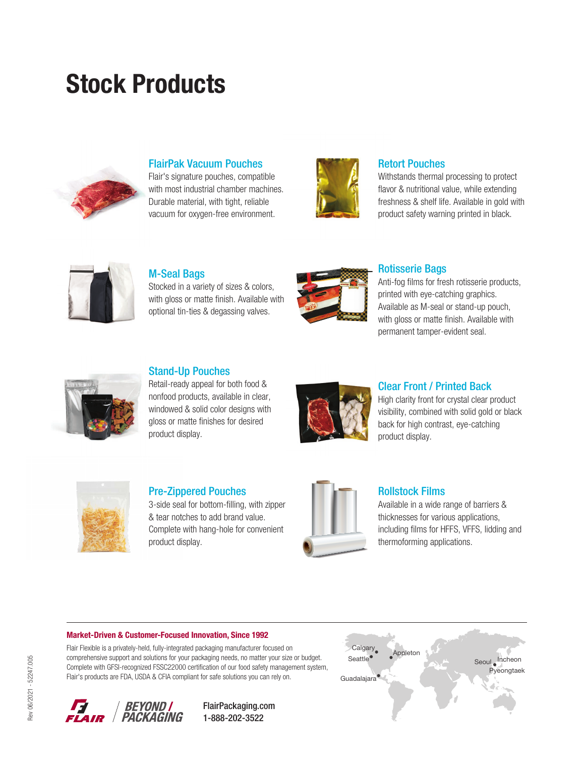# Stock Products

### FlairPak Vacuum Pouches

Flair's signature pouches, compatible with most industrial chamber machines. Durable material, with tight, reliable vacuum for oxygen-free environment.

### Retort Pouches

Withstands thermal processing to protect flavor & nutritional value, while extending freshness & shelf life. Available in gold with product safety warning printed in black.

### M-Seal Bags

Stocked in a variety of sizes & colors, with gloss or matte finish. Available with optional tin-ties & degassing valves.

### Rotisserie Bags

Anti-fog films for fresh rotisserie products, printed with eye-catching graphics. Available as M-seal or stand-up pouch, with gloss or matte finish. Available with permanent tamper-evident seal.

### Stand-Up Pouches

Retail-ready appeal for both food & nonfood products, available in clear, windowed & solid color designs with gloss or matte finishes for desired product display.

### Clear Front / Printed Back

High clarity front for crystal clear product visibility, combined with solid gold or black back for high contrast, eye-catching product display.

### Pre-Zippered Pouches

3-side seal for bottom-filling, with zipper & tear notches to add brand value. Complete with hang-hole for convenient product display.

### Rollstock Films

Available in a wide range of barriers & thicknesses for various applications, including films for HFFS, VFFS, lidding and thermoforming applications.

---

**Market-Driven & Customer-Focused Innovation, Since 1992**

Flair Flexible is a privately-held, fully-integrated packaging manufacturer focused on comprehensive support and solutions for your packaging needs, no matter your size or budget. Complete with GFSI-recognized FSSC22000 certification of our food safety management system, Flair's products are FDA, USDA & CFIA compliant for safe solutions you can rely on.

Calgary
Seattle
Appleton
Guadalajara
Seoul
Incheon
Pyeongtaek

FLAIR | BEYOND / PACKAGING

FlairPackaging.com
1-888-202-3522

Rev 06/2021 - 52247.005